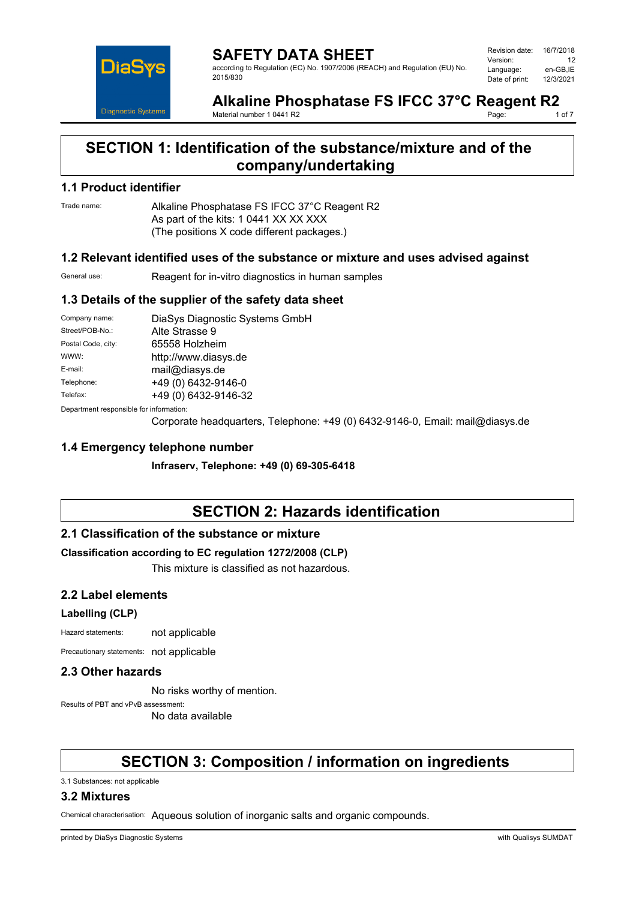# SAFETY DATA SHEET

according to Regulation (EC) No. 1907/2006 (REACH) and Regulation (EU) No. 2015/830

| | |
|---|---|
| Revision date: | 16/7/2018 |
| Version: | 12 |
| Language: | en-GB,IE |
| Date of print: | 12/3/2021 |

## Alkaline Phosphatase FS IFCC 37°C Reagent R2

Material number 1 0441 R2

# SECTION 1: Identification of the substance/mixture and of the company/undertaking

## 1.1 Product identifier

Trade name: Alkaline Phosphatase FS IFCC 37°C Reagent R2
As part of the kits: 1 0441 XX XX XXX
(The positions X code different packages.)

## 1.2 Relevant identified uses of the substance or mixture and uses advised against

General use: Reagent for in-vitro diagnostics in human samples

## 1.3 Details of the supplier of the safety data sheet

| | |
|---|---|
| Company name: | DiaSys Diagnostic Systems GmbH |
| Street/POB-No.: | Alte Strasse 9 |
| Postal Code, city: | 65558 Holzheim |
| WWW: | http://www.diasys.de |
| E-mail: | mail@diasys.de |
| Telephone: | +49 (0) 6432-9146-0 |
| Telefax: | +49 (0) 6432-9146-32 |

Department responsible for information:
Corporate headquarters, Telephone: +49 (0) 6432-9146-0, Email: mail@diasys.de

## 1.4 Emergency telephone number

**Infraserv, Telephone: +49 (0) 69-305-6418**

# SECTION 2: Hazards identification

## 2.1 Classification of the substance or mixture

**Classification according to EC regulation 1272/2008 (CLP)**

This mixture is classified as not hazardous.

## 2.2 Label elements

**Labelling (CLP)**

Hazard statements: not applicable

Precautionary statements: not applicable

## 2.3 Other hazards

No risks worthy of mention.

Results of PBT and vPvB assessment:
No data available

# SECTION 3: Composition / information on ingredients

3.1 Substances: not applicable

## 3.2 Mixtures

Chemical characterisation: Aqueous solution of inorganic salts and organic compounds.

printed by DiaSys Diagnostic Systems with Qualisys SUMDAT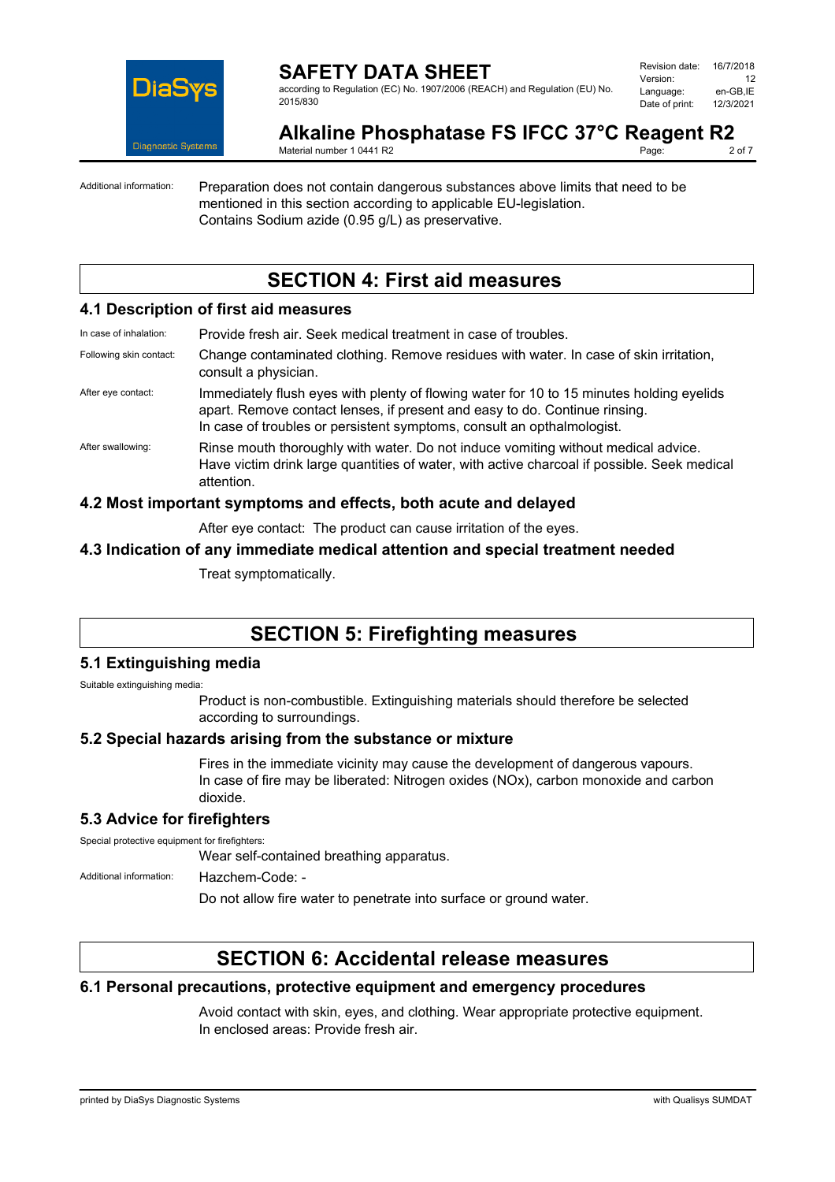Additional information: Preparation does not contain dangerous substances above limits that need to be mentioned in this section according to applicable EU-legislation.
Contains Sodium azide (0.95 g/L) as preservative.

# SECTION 4: First aid measures

## 4.1 Description of first aid measures

In case of inhalation: Provide fresh air. Seek medical treatment in case of troubles.

Following skin contact: Change contaminated clothing. Remove residues with water. In case of skin irritation, consult a physician.

After eye contact: Immediately flush eyes with plenty of flowing water for 10 to 15 minutes holding eyelids apart. Remove contact lenses, if present and easy to do. Continue rinsing.
In case of troubles or persistent symptoms, consult an opthalmologist.

After swallowing: Rinse mouth thoroughly with water. Do not induce vomiting without medical advice. Have victim drink large quantities of water, with active charcoal if possible. Seek medical attention.

## 4.2 Most important symptoms and effects, both acute and delayed

After eye contact: The product can cause irritation of the eyes.

## 4.3 Indication of any immediate medical attention and special treatment needed

Treat symptomatically.

# SECTION 5: Firefighting measures

## 5.1 Extinguishing media

Suitable extinguishing media:

Product is non-combustible. Extinguishing materials should therefore be selected according to surroundings.

## 5.2 Special hazards arising from the substance or mixture

Fires in the immediate vicinity may cause the development of dangerous vapours.
In case of fire may be liberated: Nitrogen oxides (NOx), carbon monoxide and carbon dioxide.

## 5.3 Advice for firefighters

Special protective equipment for firefighters:

Wear self-contained breathing apparatus.

Additional information: Hazchem-Code: -

Do not allow fire water to penetrate into surface or ground water.

# SECTION 6: Accidental release measures

## 6.1 Personal precautions, protective equipment and emergency procedures

Avoid contact with skin, eyes, and clothing. Wear appropriate protective equipment.
In enclosed areas: Provide fresh air.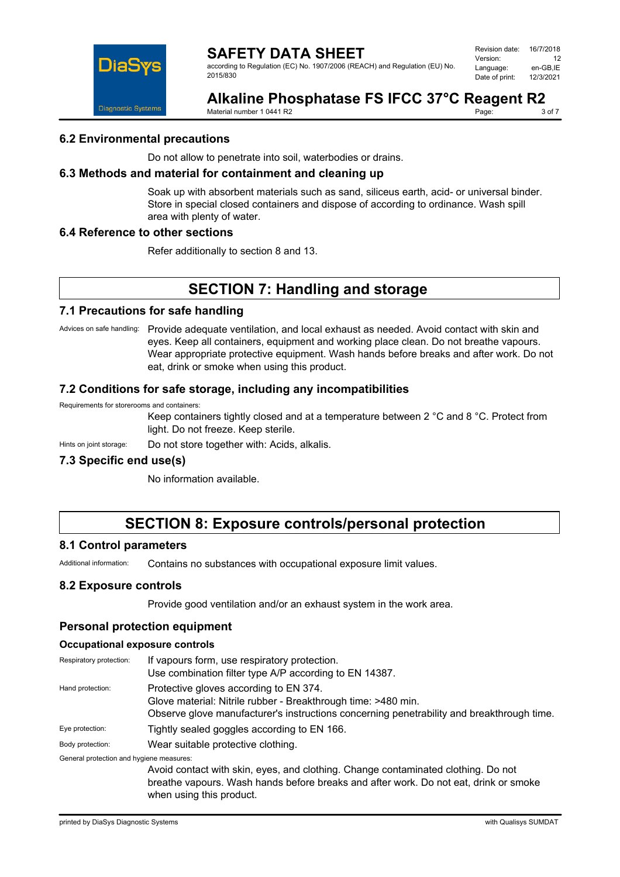### 6.2 Environmental precautions

Do not allow to penetrate into soil, waterbodies or drains.

### 6.3 Methods and material for containment and cleaning up

Soak up with absorbent materials such as sand, siliceus earth, acid- or universal binder. Store in special closed containers and dispose of according to ordinance. Wash spill area with plenty of water.

### 6.4 Reference to other sections

Refer additionally to section 8 and 13.

## SECTION 7: Handling and storage

### 7.1 Precautions for safe handling

Advices on safe handling: Provide adequate ventilation, and local exhaust as needed. Avoid contact with skin and eyes. Keep all containers, equipment and working place clean. Do not breathe vapours. Wear appropriate protective equipment. Wash hands before breaks and after work. Do not eat, drink or smoke when using this product.

### 7.2 Conditions for safe storage, including any incompatibilities

Requirements for storerooms and containers:

Keep containers tightly closed and at a temperature between 2 °C and 8 °C. Protect from light. Do not freeze. Keep sterile.

Hints on joint storage: Do not store together with: Acids, alkalis.

### 7.3 Specific end use(s)

No information available.

## SECTION 8: Exposure controls/personal protection

### 8.1 Control parameters

Additional information: Contains no substances with occupational exposure limit values.

### 8.2 Exposure controls

Provide good ventilation and/or an exhaust system in the work area.

### Personal protection equipment

#### Occupational exposure controls

Respiratory protection: If vapours form, use respiratory protection.
Use combination filter type A/P according to EN 14387.

Hand protection: Protective gloves according to EN 374.
Glove material: Nitrile rubber - Breakthrough time: >480 min.
Observe glove manufacturer's instructions concerning penetrability and breakthrough time.

Eye protection: Tightly sealed goggles according to EN 166.

Body protection: Wear suitable protective clothing.

General protection and hygiene measures:

Avoid contact with skin, eyes, and clothing. Change contaminated clothing. Do not breathe vapours. Wash hands before breaks and after work. Do not eat, drink or smoke when using this product.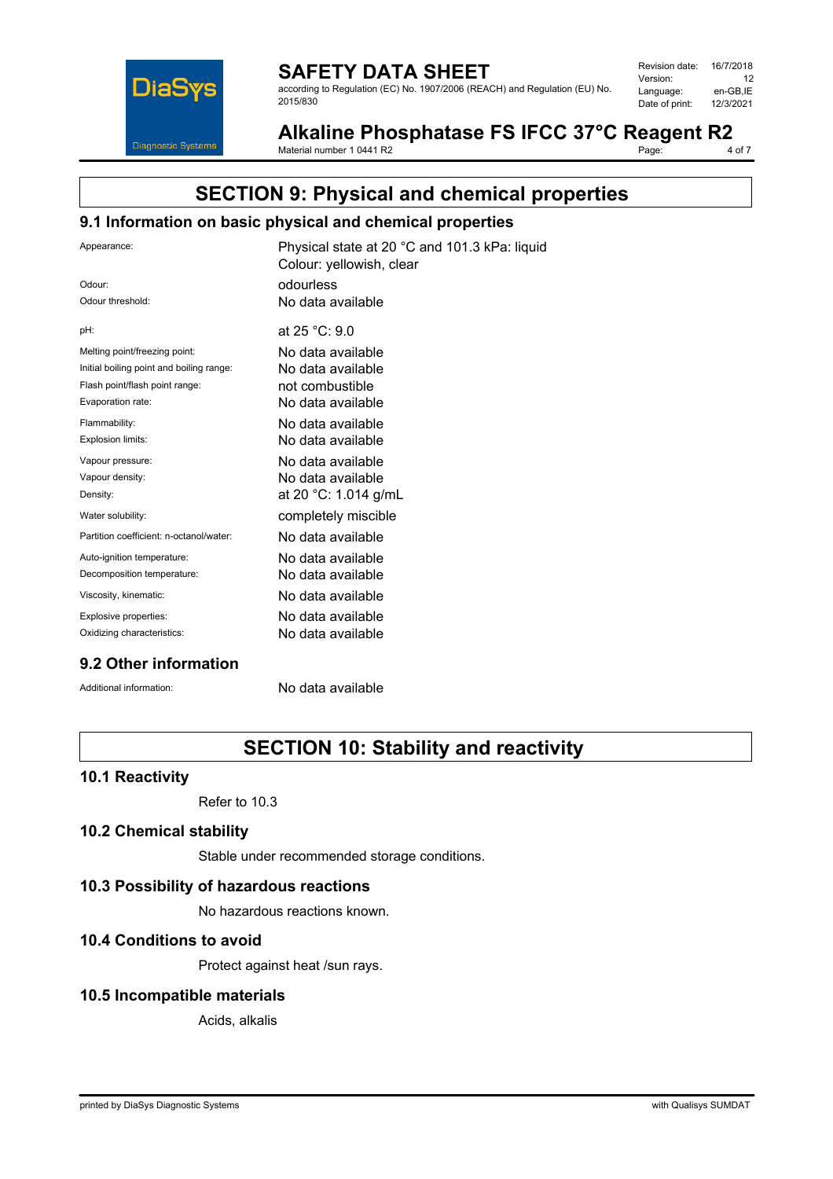# SECTION 9: Physical and chemical properties

## 9.1 Information on basic physical and chemical properties

| | |
|---|---|
| Appearance: | Physical state at 20 °C and 101.3 kPa: liquid<br>Colour: yellowish, clear |
| Odour: | odourless |
| Odour threshold: | No data available |
| pH: | at 25 °C: 9.0 |
| Melting point/freezing point: | No data available |
| Initial boiling point and boiling range: | No data available |
| Flash point/flash point range: | not combustible |
| Evaporation rate: | No data available |
| Flammability: | No data available |
| Explosion limits: | No data available |
| Vapour pressure: | No data available |
| Vapour density: | No data available |
| Density: | at 20 °C: 1.014 g/mL |
| Water solubility: | completely miscible |
| Partition coefficient: n-octanol/water: | No data available |
| Auto-ignition temperature: | No data available |
| Decomposition temperature: | No data available |
| Viscosity, kinematic: | No data available |
| Explosive properties: | No data available |
| Oxidizing characteristics: | No data available |

## 9.2 Other information

| | |
|---|---|
| Additional information: | No data available |

# SECTION 10: Stability and reactivity

## 10.1 Reactivity

Refer to 10.3

## 10.2 Chemical stability

Stable under recommended storage conditions.

## 10.3 Possibility of hazardous reactions

No hazardous reactions known.

## 10.4 Conditions to avoid

Protect against heat /sun rays.

## 10.5 Incompatible materials

Acids, alkalis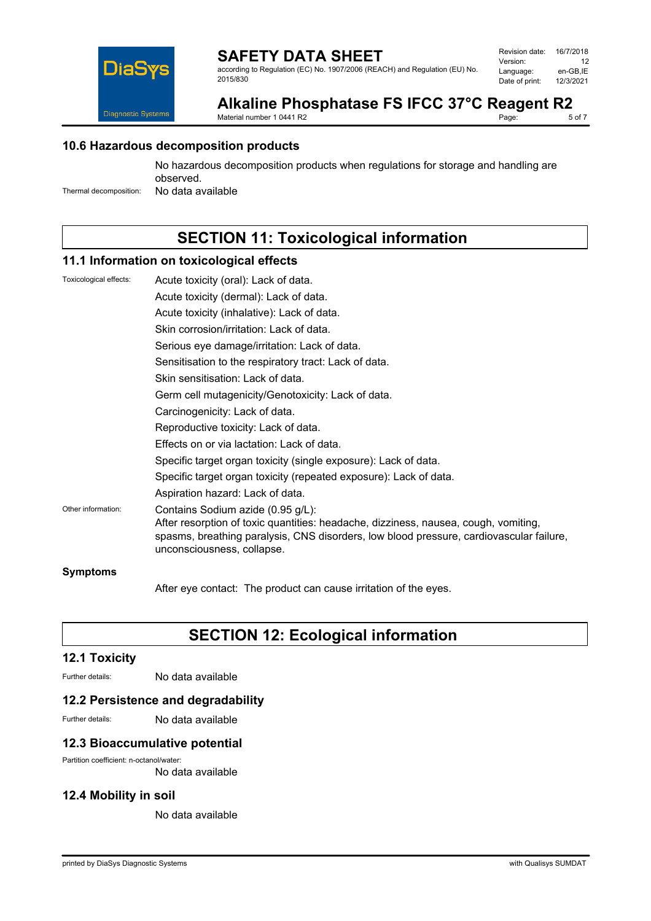### 10.6 Hazardous decomposition products

No hazardous decomposition products when regulations for storage and handling are observed.

Thermal decomposition: No data available

## SECTION 11: Toxicological information

### 11.1 Information on toxicological effects

Toxicological effects:

Acute toxicity (oral): Lack of data.

Acute toxicity (dermal): Lack of data.

Acute toxicity (inhalative): Lack of data.

Skin corrosion/irritation: Lack of data.

Serious eye damage/irritation: Lack of data.

Sensitisation to the respiratory tract: Lack of data.

Skin sensitisation: Lack of data.

Germ cell mutagenicity/Genotoxicity: Lack of data.

Carcinogenicity: Lack of data.

Reproductive toxicity: Lack of data.

Effects on or via lactation: Lack of data.

Specific target organ toxicity (single exposure): Lack of data.

Specific target organ toxicity (repeated exposure): Lack of data.

Aspiration hazard: Lack of data.

Other information: Contains Sodium azide (0.95 g/L):
After resorption of toxic quantities: headache, dizziness, nausea, cough, vomiting, spasms, breathing paralysis, CNS disorders, low blood pressure, cardiovascular failure, unconsciousness, collapse.

**Symptoms**

After eye contact: The product can cause irritation of the eyes.

## SECTION 12: Ecological information

### 12.1 Toxicity

Further details: No data available

### 12.2 Persistence and degradability

Further details: No data available

### 12.3 Bioaccumulative potential

Partition coefficient: n-octanol/water:
No data available

### 12.4 Mobility in soil

No data available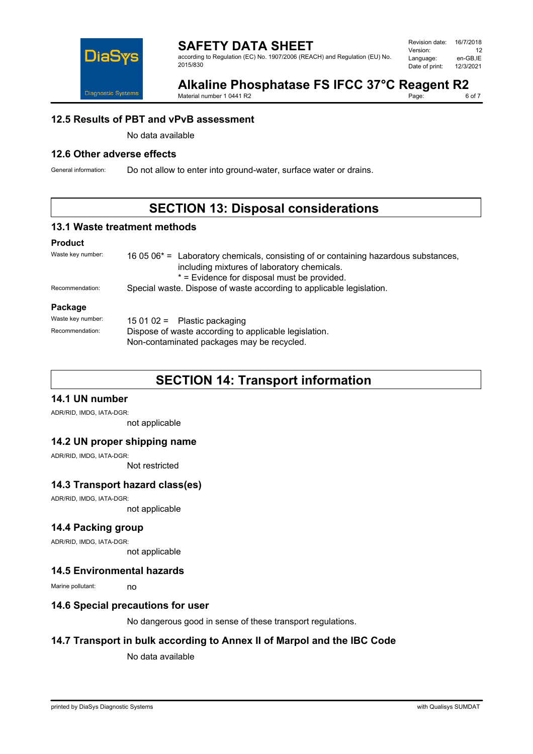## 12.5 Results of PBT and vPvB assessment

No data available

## 12.6 Other adverse effects

General information: Do not allow to enter into ground-water, surface water or drains.

# SECTION 13: Disposal considerations

## 13.1 Waste treatment methods

### Product

Waste key number: 16 05 06* = Laboratory chemicals, consisting of or containing hazardous substances, including mixtures of laboratory chemicals.
* = Evidence for disposal must be provided.

Recommendation: Special waste. Dispose of waste according to applicable legislation.

### Package

Waste key number: 15 01 02 = Plastic packaging

Recommendation: Dispose of waste according to applicable legislation.
Non-contaminated packages may be recycled.

# SECTION 14: Transport information

## 14.1 UN number

ADR/RID, IMDG, IATA-DGR:

not applicable

## 14.2 UN proper shipping name

ADR/RID, IMDG, IATA-DGR:

Not restricted

## 14.3 Transport hazard class(es)

ADR/RID, IMDG, IATA-DGR:

not applicable

## 14.4 Packing group

ADR/RID, IMDG, IATA-DGR:

not applicable

## 14.5 Environmental hazards

Marine pollutant: no

## 14.6 Special precautions for user

No dangerous good in sense of these transport regulations.

## 14.7 Transport in bulk according to Annex II of Marpol and the IBC Code

No data available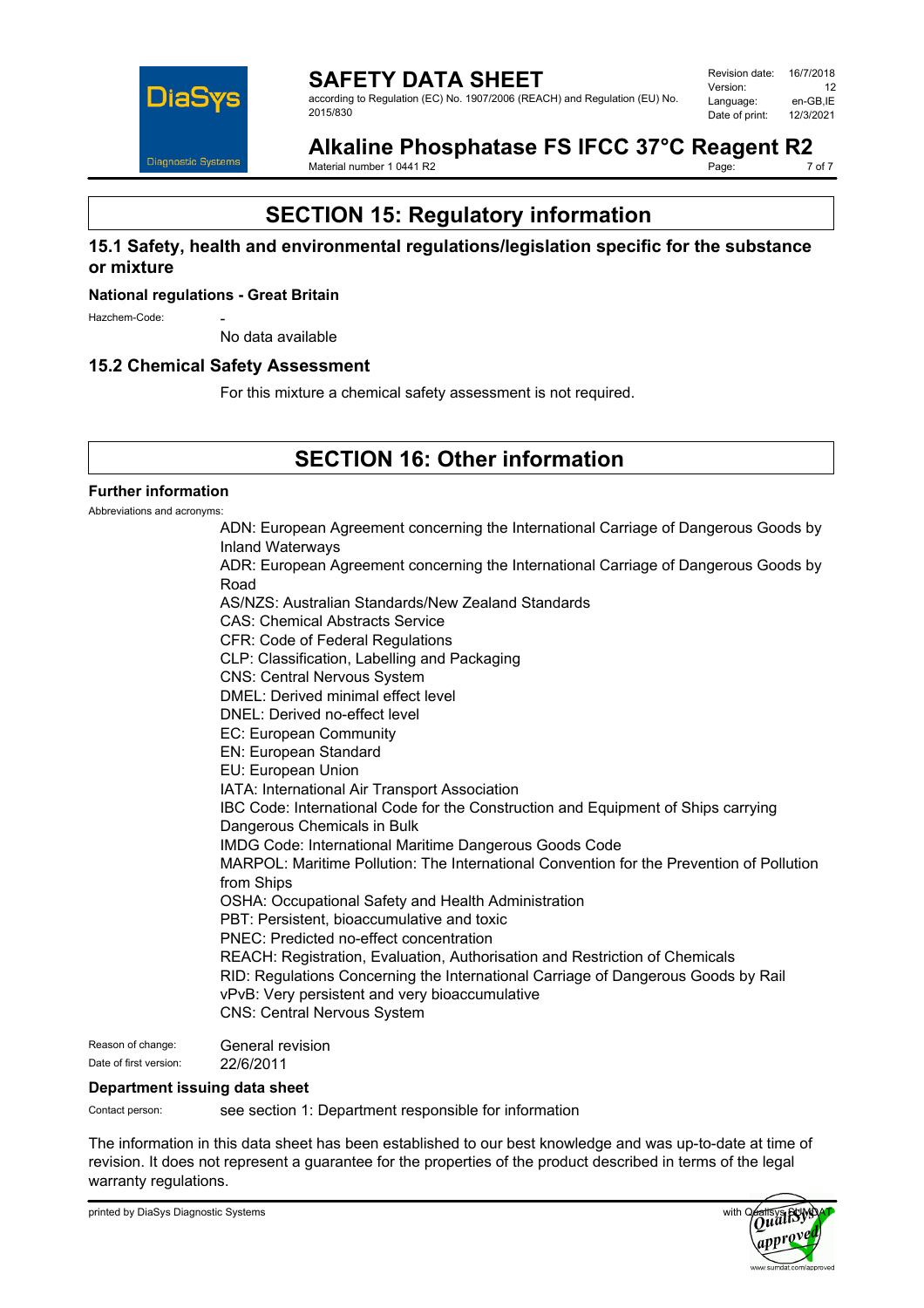# SECTION 15: Regulatory information

## 15.1 Safety, health and environmental regulations/legislation specific for the substance or mixture

### National regulations - Great Britain

Hazchem-Code: -

No data available

## 15.2 Chemical Safety Assessment

For this mixture a chemical safety assessment is not required.

# SECTION 16: Other information

### Further information

Abbreviations and acronyms:

ADN: European Agreement concerning the International Carriage of Dangerous Goods by Inland Waterways
ADR: European Agreement concerning the International Carriage of Dangerous Goods by Road
AS/NZS: Australian Standards/New Zealand Standards
CAS: Chemical Abstracts Service
CFR: Code of Federal Regulations
CLP: Classification, Labelling and Packaging
CNS: Central Nervous System
DMEL: Derived minimal effect level
DNEL: Derived no-effect level
EC: European Community
EN: European Standard
EU: European Union
IATA: International Air Transport Association
IBC Code: International Code for the Construction and Equipment of Ships carrying Dangerous Chemicals in Bulk
IMDG Code: International Maritime Dangerous Goods Code
MARPOL: Maritime Pollution: The International Convention for the Prevention of Pollution from Ships
OSHA: Occupational Safety and Health Administration
PBT: Persistent, bioaccumulative and toxic
PNEC: Predicted no-effect concentration
REACH: Registration, Evaluation, Authorisation and Restriction of Chemicals
RID: Regulations Concerning the International Carriage of Dangerous Goods by Rail
vPvB: Very persistent and very bioaccumulative
CNS: Central Nervous System

Reason of change: General revision

Date of first version: 22/6/2011

### Department issuing data sheet

Contact person: see section 1: Department responsible for information

The information in this data sheet has been established to our best knowledge and was up-to-date at time of revision. It does not represent a guarantee for the properties of the product described in terms of the legal warranty regulations.